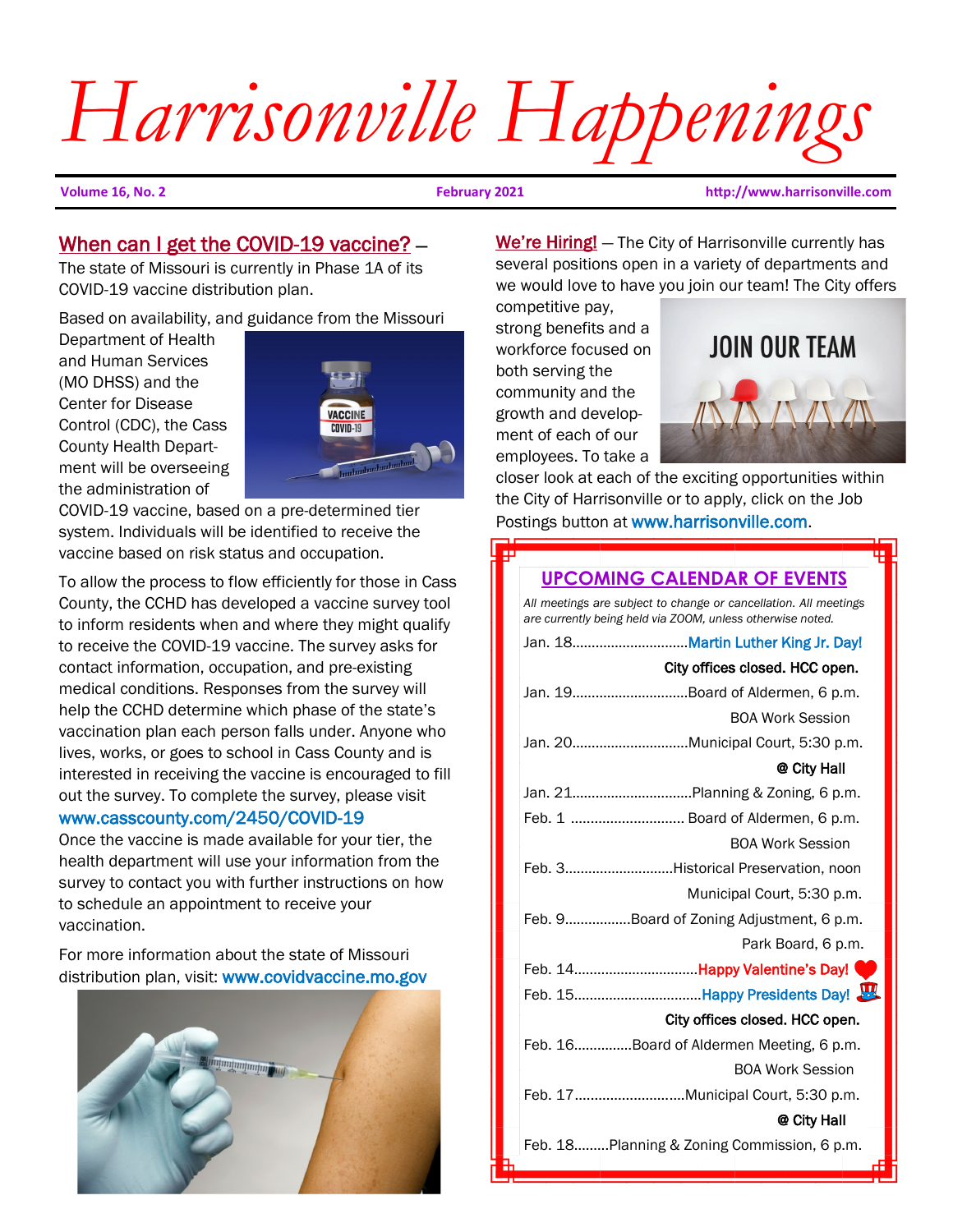# Harrisonville Happenings

**Volume 16, No. 2** | **February 2021** | **http://www.harrisonville.com**

## When can I get the COVID-19 vaccine? —

The state of Missouri is currently in Phase 1A of its COVID-19 vaccine distribution plan.

Based on availability, and guidance from the Missouri Department of Health and Human Services (MO DHSS) and the Center for Disease Control (CDC), the Cass County Health Department will be overseeing the administration of COVID-19 vaccine, based on a pre-determined tier system. Individuals will be identified to receive the vaccine based on risk status and occupation.

To allow the process to flow efficiently for those in Cass County, the CCHD has developed a vaccine survey tool to inform residents when and where they might qualify to receive the COVID-19 vaccine. The survey asks for contact information, occupation, and pre-existing medical conditions. Responses from the survey will help the CCHD determine which phase of the state's vaccination plan each person falls under. Anyone who lives, works, or goes to school in Cass County and is interested in receiving the vaccine is encouraged to fill out the survey. To complete the survey, please visit www.casscounty.com/2450/COVID-19

Once the vaccine is made available for your tier, the health department will use your information from the survey to contact you with further instructions on how to schedule an appointment to receive your vaccination.

For more information about the state of Missouri distribution plan, visit: www.covidvaccine.mo.gov

## We're Hiring!

— The City of Harrisonville currently has several positions open in a variety of departments and we would love to have you join our team! The City offers competitive pay, strong benefits and a workforce focused on both serving the community and the growth and development of each of our employees. To take a closer look at each of the exciting opportunities within the City of Harrisonville or to apply, click on the Job Postings button at www.harrisonville.com.

## UPCOMING CALENDAR OF EVENTS

*All meetings are subject to change or cancellation. All meetings are currently being held via ZOOM, unless otherwise noted.*

- Jan. 18 — Martin Luther King Jr. Day! **City offices closed. HCC open.**
- Jan. 19 — Board of Aldermen, 6 p.m. BOA Work Session
- Jan. 20 — Municipal Court, 5:30 p.m. **@ City Hall**
- Jan. 21 — Planning & Zoning, 6 p.m.
- Feb. 1 — Board of Aldermen, 6 p.m. BOA Work Session
- Feb. 3 — Historical Preservation, noon; Municipal Court, 5:30 p.m.
- Feb. 9 — Board of Zoning Adjustment, 6 p.m.; Park Board, 6 p.m.
- Feb. 14 — Happy Valentine's Day!
- Feb. 15 — Happy Presidents Day! **City offices closed. HCC open.**
- Feb. 16 — Board of Aldermen Meeting, 6 p.m. BOA Work Session
- Feb. 17 — Municipal Court, 5:30 p.m. **@ City Hall**
- Feb. 18 — Planning & Zoning Commission, 6 p.m.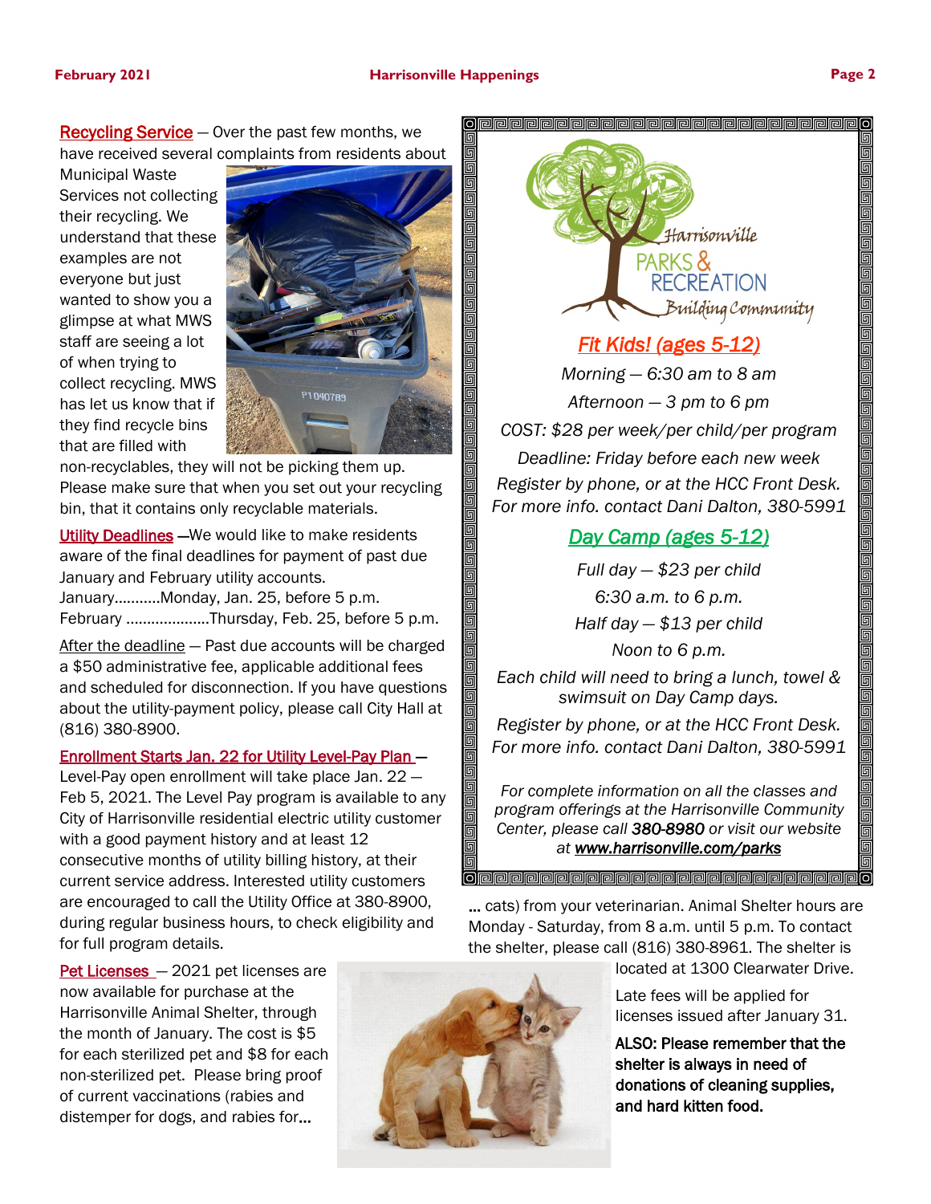**Recycling Service** — Over the past few months, we have received several complaints from residents about Municipal Waste Services not collecting their recycling. We understand that these examples are not everyone but just wanted to show you a glimpse at what MWS staff are seeing a lot of when trying to collect recycling. MWS has let us know that if they find recycle bins that are filled with non-recyclables, they will not be picking them up. Please make sure that when you set out your recycling bin, that it contains only recyclable materials.

**Utility Deadlines** —We would like to make residents aware of the final deadlines for payment of past due January and February utility accounts.
January...........Monday, Jan. 25, before 5 p.m.
February ....................Thursday, Feb. 25, before 5 p.m.

After the deadline — Past due accounts will be charged a $50 administrative fee, applicable additional fees and scheduled for disconnection. If you have questions about the utility-payment policy, please call City Hall at (816) 380-8900.

**Enrollment Starts Jan. 22 for Utility Level-Pay Plan** — Level-Pay open enrollment will take place Jan. 22 — Feb 5, 2021. The Level Pay program is available to any City of Harrisonville residential electric utility customer with a good payment history and at least 12 consecutive months of utility billing history, at their current service address. Interested utility customers are encouraged to call the Utility Office at 380-8900, during regular business hours, to check eligibility and for full program details.

**Pet Licenses** — 2021 pet licenses are now available for purchase at the Harrisonville Animal Shelter, through the month of January. The cost is $5 for each sterilized pet and $8 for each non-sterilized pet. Please bring proof of current vaccinations (rabies and distemper for dogs, and rabies for cats) from your veterinarian. Animal Shelter hours are Monday - Saturday, from 8 a.m. until 5 p.m. To contact the shelter, please call (816) 380-8961. The shelter is located at 1300 Clearwater Drive.

Late fees will be applied for licenses issued after January 31.

**ALSO: Please remember that the shelter is always in need of donations of cleaning supplies, and hard kitten food.**

Harrisonville PARKS & RECREATION
Building Community

## *Fit Kids! (ages 5-12)*

*Morning — 6:30 am to 8 am*

*Afternoon — 3 pm to 6 pm*

*COST: $28 per week/per child/per program*

*Deadline: Friday before each new week*

*Register by phone, or at the HCC Front Desk.*
*For more info. contact Dani Dalton, 380-5991*

## *Day Camp (ages 5-12)*

*Full day — $23 per child*

*6:30 a.m. to 6 p.m.*

*Half day — $13 per child*

*Noon to 6 p.m.*

*Each child will need to bring a lunch, towel & swimsuit on Day Camp days.*

*Register by phone, or at the HCC Front Desk.*
*For more info. contact Dani Dalton, 380-5991*

*For complete information on all the classes and program offerings at the Harrisonville Community Center, please call **380-8980** or visit our website at **www.harrisonville.com/parks***